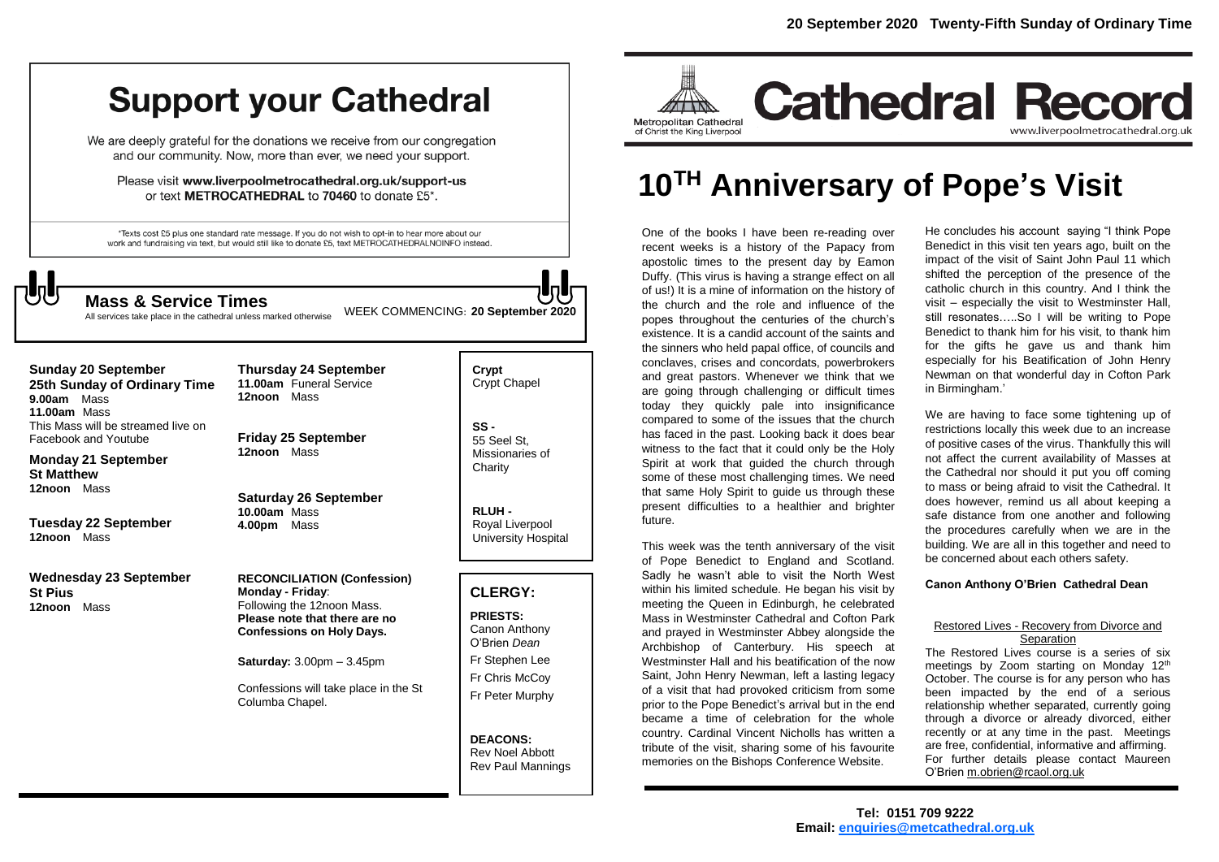# Support your Cathedral

We are deeply grateful for the donations we receive from our congregation and our community. Now, more than ever, we need your support.

Please visit **www.liverpoolmetrocathedral.org.uk/support-us** or text **METROCATHEDRAL** to **70460** to donate £5*.

*Texts cost £5 plus one standard rate message. If you do not wish to opt-in to hear more about our work and fundraising via text, but would still like to donate £5, text METROCATHEDRALNOINFO instead.

## Mass & Service Times

All services take place in the cathedral unless marked otherwise

WEEK COMMENCING: **20 September 2020**

**Sunday 20 September**
**25th Sunday of Ordinary Time**
**9.00am** Mass
**11.00am** Mass
This Mass will be streamed live on Facebook and Youtube

**Monday 21 September**
**St Matthew**
**12noon** Mass

**Tuesday 22 September**
**12noon** Mass

**Wednesday 23 September**
**St Pius**
**12noon** Mass

**Thursday 24 September**
**11.00am** Funeral Service
**12noon** Mass

**Friday 25 September**
**12noon** Mass

**Saturday 26 September**
**10.00am** Mass
**4.00pm** Mass

**RECONCILIATION (Confession)**
**Monday - Friday**:
Following the 12noon Mass.
**Please note that there are no Confessions on Holy Days.**

**Saturday:** 3.00pm – 3.45pm

Confessions will take place in the St Columba Chapel.

**Crypt**
Crypt Chapel

**SS -**
55 Seel St, Missionaries of Charity

**RLUH -**
Royal Liverpool University Hospital

## CLERGY:

**PRIESTS:**
Canon Anthony O'Brien *Dean*
Fr Stephen Lee
Fr Chris McCoy
Fr Peter Murphy

**DEACONS:**
Rev Noel Abbott
Rev Paul Mannings

**20 September 2020 Twenty-Fifth Sunday of Ordinary Time**

Metropolitan Cathedral of Christ the King Liverpool

# Cathedral Record

www.liverpoolmetrocathedral.org.uk

# 10TH Anniversary of Pope's Visit

One of the books I have been re-reading over recent weeks is a history of the Papacy from apostolic times to the present day by Eamon Duffy. (This virus is having a strange effect on all of us!) It is a mine of information on the history of the church and the role and influence of the popes throughout the centuries of the church's existence. It is a candid account of the saints and the sinners who held papal office, of councils and conclaves, crises and concordats, powerbrokers and great pastors. Whenever we think that we are going through challenging or difficult times today they quickly pale into insignificance compared to some of the issues that the church has faced in the past. Looking back it does bear witness to the fact that it could only be the Holy Spirit at work that guided the church through some of these most challenging times. We need that same Holy Spirit to guide us through these present difficulties to a healthier and brighter future.

This week was the tenth anniversary of the visit of Pope Benedict to England and Scotland. Sadly he wasn't able to visit the North West within his limited schedule. He began his visit by meeting the Queen in Edinburgh, he celebrated Mass in Westminster Cathedral and Cofton Park and prayed in Westminster Abbey alongside the Archbishop of Canterbury. His speech at Westminster Hall and his beatification of the now Saint, John Henry Newman, left a lasting legacy of a visit that had provoked criticism from some prior to the Pope Benedict's arrival but in the end became a time of celebration for the whole country. Cardinal Vincent Nicholls has written a tribute of the visit, sharing some of his favourite memories on the Bishops Conference Website.

He concludes his account saying "I think Pope Benedict in this visit ten years ago, built on the impact of the visit of Saint John Paul 11 which shifted the perception of the presence of the catholic church in this country. And I think the visit – especially the visit to Westminster Hall, still resonates…..So I will be writing to Pope Benedict to thank him for his visit, to thank him for the gifts he gave us and thank him especially for his Beatification of John Henry Newman on that wonderful day in Cofton Park in Birmingham.'

We are having to face some tightening up of restrictions locally this week due to an increase of positive cases of the virus. Thankfully this will not affect the current availability of Masses at the Cathedral nor should it put you off coming to mass or being afraid to visit the Cathedral. It does however, remind us all about keeping a safe distance from one another and following the procedures carefully when we are in the building. We are all in this together and need to be concerned about each others safety.

**Canon Anthony O'Brien Cathedral Dean**

Restored Lives - Recovery from Divorce and Separation

The Restored Lives course is a series of six meetings by Zoom starting on Monday 12th October. The course is for any person who has been impacted by the end of a serious relationship whether separated, currently going through a divorce or already divorced, either recently or at any time in the past. Meetings are free, confidential, informative and affirming. For further details please contact Maureen O'Brien m.obrien@rcaol.org.uk

**Tel: 0151 709 9222**
**Email: enquiries@metcathedral.org.uk**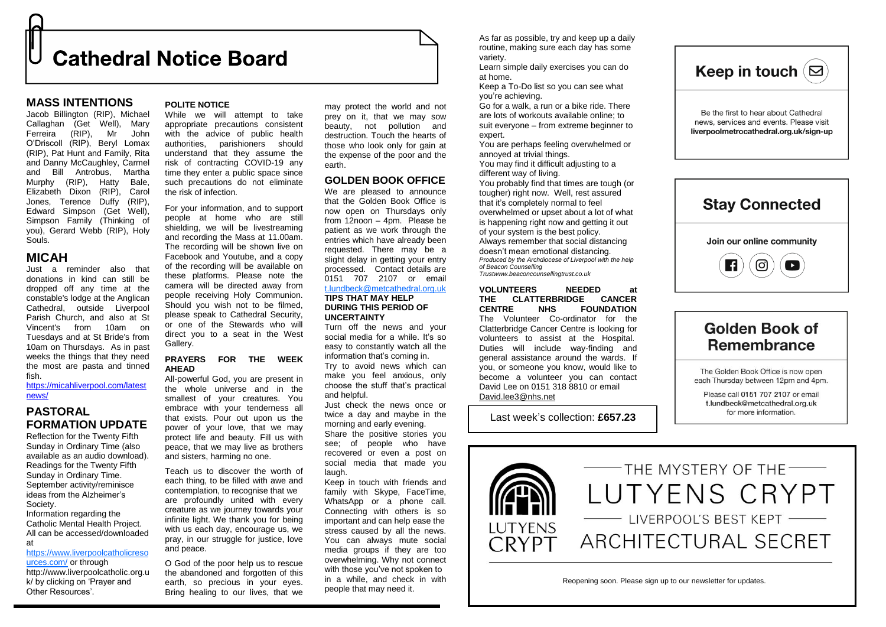# Cathedral Notice Board

## MASS INTENTIONS

Jacob Billington (RIP), Michael Callaghan (Get Well), Mary Ferreira (RIP), Mr John O'Driscoll (RIP), Beryl Lomax (RIP), Pat Hunt and Family, Rita and Danny McCaughley, Carmel and Bill Antrobus, Martha Murphy (RIP), Hatty Bale, Elizabeth Dixon (RIP), Carol Jones, Terence Duffy (RIP), Edward Simpson (Get Well), Simpson Family (Thinking of you), Gerard Webb (RIP), Holy Souls.

## MICAH

Just a reminder also that donations in kind can still be dropped off any time at the constable's lodge at the Anglican Cathedral, outside Liverpool Parish Church, and also at St Vincent's from 10am on Tuesdays and at St Bride's from 10am on Thursdays. As in past weeks the things that they need the most are pasta and tinned fish.

https://micahliverpool.com/latest news/

## PASTORAL FORMATION UPDATE

Reflection for the Twenty Fifth Sunday in Ordinary Time (also available as an audio download).
Readings for the Twenty Fifth Sunday in Ordinary Time.
September activity/reminisce ideas from the Alzheimer's Society.
Information regarding the Catholic Mental Health Project.
All can be accessed/downloaded at
https://www.liverpoolcatholicresources.com/ or through http://www.liverpoolcatholic.org.uk/ by clicking on 'Prayer and Other Resources'.

**POLITE NOTICE**

While we will attempt to take appropriate precautions consistent with the advice of public health authorities, parishioners should understand that they assume the risk of contracting COVID-19 any time they enter a public space since such precautions do not eliminate the risk of infection.

For your information, and to support people at home who are still shielding, we will be livestreaming and recording the Mass at 11.00am. The recording will be shown live on Facebook and Youtube, and a copy of the recording will be available on these platforms. Please note the camera will be directed away from people receiving Holy Communion. Should you wish not to be filmed, please speak to Cathedral Security, or one of the Stewards who will direct you to a seat in the West Gallery.

**PRAYERS FOR THE WEEK AHEAD**

All-powerful God, you are present in the whole universe and in the smallest of your creatures. You embrace with your tenderness all that exists. Pour out upon us the power of your love, that we may protect life and beauty. Fill us with peace, that we may live as brothers and sisters, harming no one.

Teach us to discover the worth of each thing, to be filled with awe and contemplation, to recognise that we are profoundly united with every creature as we journey towards your infinite light. We thank you for being with us each day, encourage us, we pray, in our struggle for justice, love and peace.

O God of the poor help us to rescue the abandoned and forgotten of this earth, so precious in your eyes. Bring healing to our lives, that we may protect the world and not prey on it, that we may sow beauty, not pollution and destruction. Touch the hearts of those who look only for gain at the expense of the poor and the earth.

## GOLDEN BOOK OFFICE

We are pleased to announce that the Golden Book Office is now open on Thursdays only from 12noon – 4pm. Please be patient as we work through the entries which have already been requested. There may be a slight delay in getting your entry processed. Contact details are 0151 707 2107 or email t.lundbeck@metcathedral.org.uk

**TIPS THAT MAY HELP DURING THIS PERIOD OF UNCERTAINTY**

Turn off the news and your social media for a while. It's so easy to constantly watch all the information that's coming in.
Try to avoid news which can make you feel anxious, only choose the stuff that's practical and helpful.
Just check the news once or twice a day and maybe in the morning and early evening.
Share the positive stories you see; of people who have recovered or even a post on social media that made you laugh.
Keep in touch with friends and family with Skype, FaceTime, WhatsApp or a phone call. Connecting with others is so important and can help ease the stress caused by all the news. You can always mute social media groups if they are too overwhelming. Why not connect with those you've not spoken to in a while, and check in with people that may need it.
As far as possible, try and keep up a daily routine, making sure each day has some variety.
Learn simple daily exercises you can do at home.
Keep a To-Do list so you can see what you're achieving.
Go for a walk, a run or a bike ride. There are lots of workouts available online; to suit everyone – from extreme beginner to expert.
You are perhaps feeling overwhelmed or annoyed at trivial things.
You may find it difficult adjusting to a different way of living.
You probably find that times are tough (or tougher) right now. Well, rest assured that it's completely normal to feel overwhelmed or upset about a lot of what is happening right now and getting it out of your system is the best policy.
Always remember that social distancing doesn't mean emotional distancing.

*Produced by the Archdiocese of Liverpool with the help of Beacon Counselling Trustwww.beaconcounsellingtrust.co.uk*

**VOLUNTEERS NEEDED at THE CLATTERBRIDGE CANCER CENTRE NHS FOUNDATION**

The Volunteer Co-ordinator for the Clatterbridge Cancer Centre is looking for volunteers to assist at the Hospital. Duties will include way-finding and general assistance around the wards. If you, or someone you know, would like to become a volunteer you can contact David Lee on 0151 318 8810 or email David.lee3@nhs.net

Last week's collection: **£657.23**

## Keep in touch

Be the first to hear about Cathedral news, services and events. Please visit **liverpoolmetrocathedral.org.uk/sign-up**

## Stay Connected

**Join our online community**

## Golden Book of Remembrance

The Golden Book Office is now open each Thursday between 12pm and 4pm.

Please call 0151 707 2107 or email t.lundbeck@metcathedral.org.uk for more information.

LUTYENS CRYPT

THE MYSTERY OF THE LUTYENS CRYPT — LIVERPOOL'S BEST KEPT ARCHITECTURAL SECRET

Reopening soon. Please sign up to our newsletter for updates.